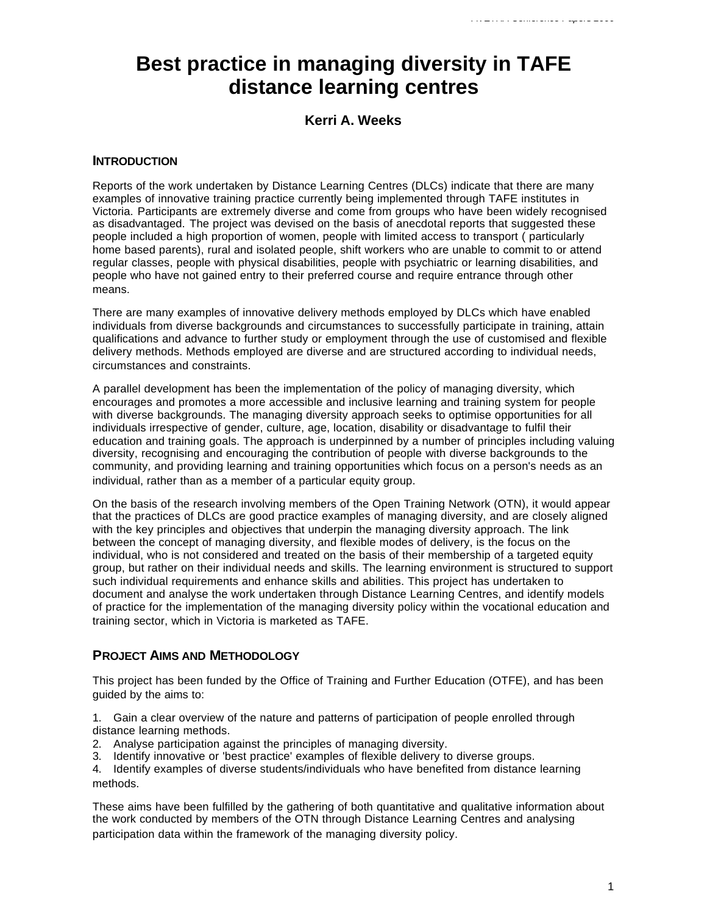# Best practice in managing diversity in TAFE distance learning centres

**Kerri A. Weeks**

## Introduction

Reports of the work undertaken by Distance Learning Centres (DLCs) indicate that there are many examples of innovative training practice currently being implemented through TAFE institutes in Victoria. Participants are extremely diverse and come from groups who have been widely recognised as disadvantaged. The project was devised on the basis of anecdotal reports that suggested these people included a high proportion of women, people with limited access to transport ( particularly home based parents), rural and isolated people, shift workers who are unable to commit to or attend regular classes, people with physical disabilities, people with psychiatric or learning disabilities, and people who have not gained entry to their preferred course and require entrance through other means.

There are many examples of innovative delivery methods employed by DLCs which have enabled individuals from diverse backgrounds and circumstances to successfully participate in training, attain qualifications and advance to further study or employment through the use of customised and flexible delivery methods. Methods employed are diverse and are structured according to individual needs, circumstances and constraints.

A parallel development has been the implementation of the policy of managing diversity, which encourages and promotes a more accessible and inclusive learning and training system for people with diverse backgrounds. The managing diversity approach seeks to optimise opportunities for all individuals irrespective of gender, culture, age, location, disability or disadvantage to fulfil their education and training goals. The approach is underpinned by a number of principles including valuing diversity, recognising and encouraging the contribution of people with diverse backgrounds to the community, and providing learning and training opportunities which focus on a person's needs as an individual, rather than as a member of a particular equity group.

On the basis of the research involving members of the Open Training Network (OTN), it would appear that the practices of DLCs are good practice examples of managing diversity, and are closely aligned with the key principles and objectives that underpin the managing diversity approach. The link between the concept of managing diversity, and flexible modes of delivery, is the focus on the individual, who is not considered and treated on the basis of their membership of a targeted equity group, but rather on their individual needs and skills. The learning environment is structured to support such individual requirements and enhance skills and abilities. This project has undertaken to document and analyse the work undertaken through Distance Learning Centres, and identify models of practice for the implementation of the managing diversity policy within the vocational education and training sector, which in Victoria is marketed as TAFE.

## Project Aims and Methodology

This project has been funded by the Office of Training and Further Education (OTFE), and has been guided by the aims to:

1. Gain a clear overview of the nature and patterns of participation of people enrolled through distance learning methods.
2. Analyse participation against the principles of managing diversity.
3. Identify innovative or 'best practice' examples of flexible delivery to diverse groups.
4. Identify examples of diverse students/individuals who have benefited from distance learning methods.

These aims have been fulfilled by the gathering of both quantitative and qualitative information about the work conducted by members of the OTN through Distance Learning Centres and analysing participation data within the framework of the managing diversity policy.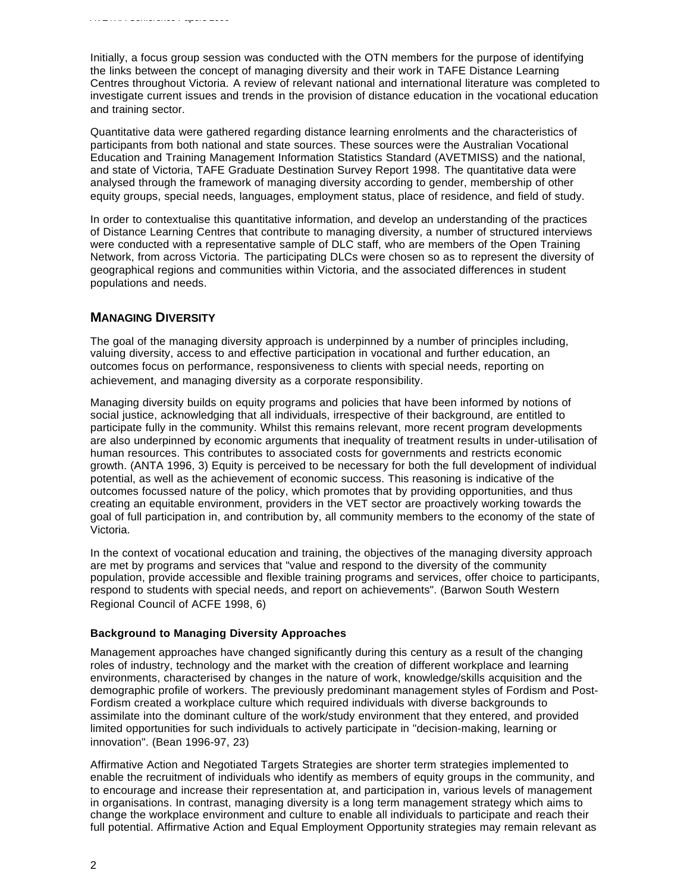Initially, a focus group session was conducted with the OTN members for the purpose of identifying the links between the concept of managing diversity and their work in TAFE Distance Learning Centres throughout Victoria. A review of relevant national and international literature was completed to investigate current issues and trends in the provision of distance education in the vocational education and training sector.

Quantitative data were gathered regarding distance learning enrolments and the characteristics of participants from both national and state sources. These sources were the Australian Vocational Education and Training Management Information Statistics Standard (AVETMISS) and the national, and state of Victoria, TAFE Graduate Destination Survey Report 1998. The quantitative data were analysed through the framework of managing diversity according to gender, membership of other equity groups, special needs, languages, employment status, place of residence, and field of study.

In order to contextualise this quantitative information, and develop an understanding of the practices of Distance Learning Centres that contribute to managing diversity, a number of structured interviews were conducted with a representative sample of DLC staff, who are members of the Open Training Network, from across Victoria. The participating DLCs were chosen so as to represent the diversity of geographical regions and communities within Victoria, and the associated differences in student populations and needs.

## MANAGING DIVERSITY

The goal of the managing diversity approach is underpinned by a number of principles including, valuing diversity, access to and effective participation in vocational and further education, an outcomes focus on performance, responsiveness to clients with special needs, reporting on achievement, and managing diversity as a corporate responsibility.

Managing diversity builds on equity programs and policies that have been informed by notions of social justice, acknowledging that all individuals, irrespective of their background, are entitled to participate fully in the community. Whilst this remains relevant, more recent program developments are also underpinned by economic arguments that inequality of treatment results in under-utilisation of human resources. This contributes to associated costs for governments and restricts economic growth. (ANTA 1996, 3) Equity is perceived to be necessary for both the full development of individual potential, as well as the achievement of economic success. This reasoning is indicative of the outcomes focussed nature of the policy, which promotes that by providing opportunities, and thus creating an equitable environment, providers in the VET sector are proactively working towards the goal of full participation in, and contribution by, all community members to the economy of the state of Victoria.

In the context of vocational education and training, the objectives of the managing diversity approach are met by programs and services that "value and respond to the diversity of the community population, provide accessible and flexible training programs and services, offer choice to participants, respond to students with special needs, and report on achievements". (Barwon South Western Regional Council of ACFE 1998, 6)

### Background to Managing Diversity Approaches

Management approaches have changed significantly during this century as a result of the changing roles of industry, technology and the market with the creation of different workplace and learning environments, characterised by changes in the nature of work, knowledge/skills acquisition and the demographic profile of workers. The previously predominant management styles of Fordism and Post-Fordism created a workplace culture which required individuals with diverse backgrounds to assimilate into the dominant culture of the work/study environment that they entered, and provided limited opportunities for such individuals to actively participate in "decision-making, learning or innovation". (Bean 1996-97, 23)

Affirmative Action and Negotiated Targets Strategies are shorter term strategies implemented to enable the recruitment of individuals who identify as members of equity groups in the community, and to encourage and increase their representation at, and participation in, various levels of management in organisations. In contrast, managing diversity is a long term management strategy which aims to change the workplace environment and culture to enable all individuals to participate and reach their full potential. Affirmative Action and Equal Employment Opportunity strategies may remain relevant as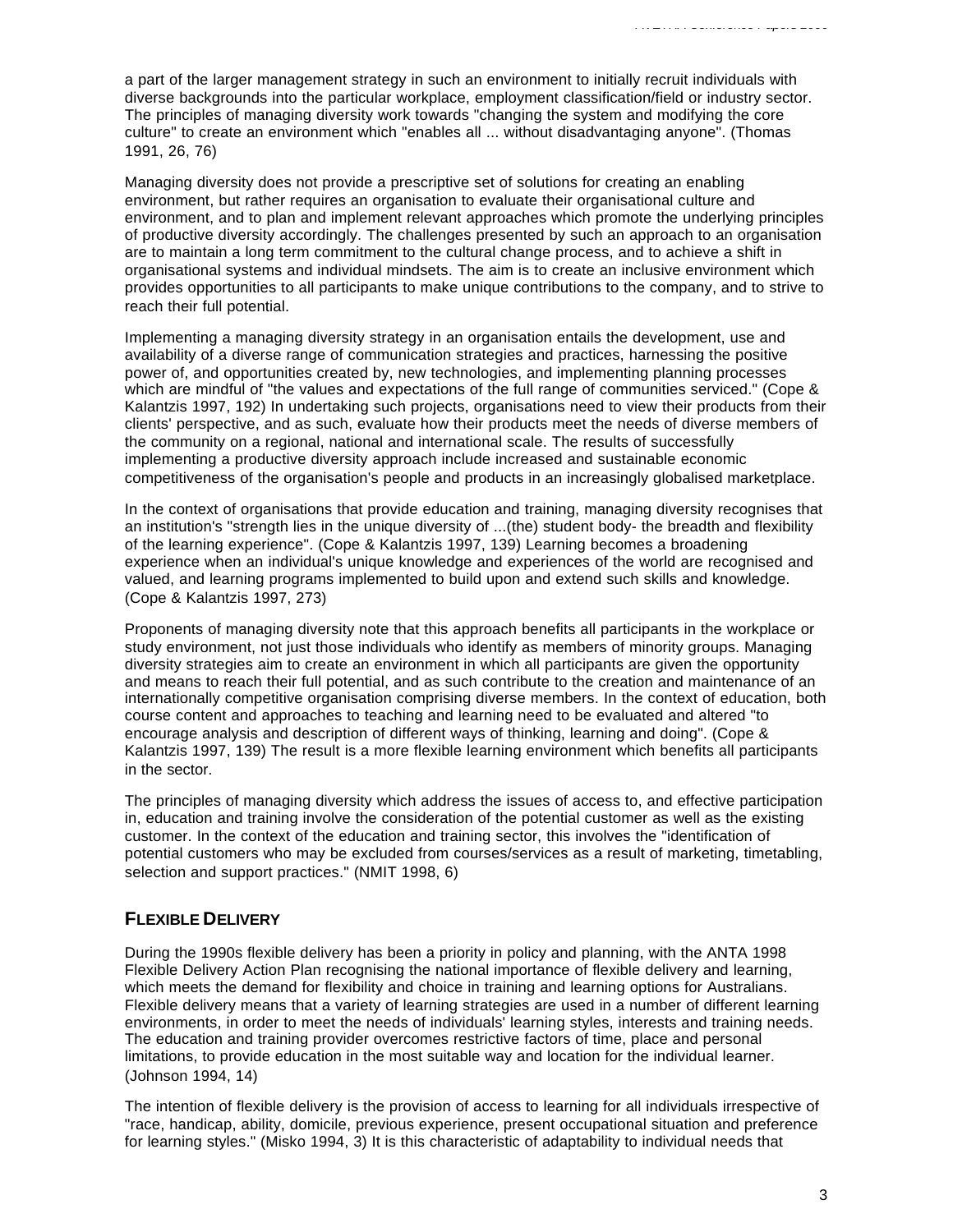a part of the larger management strategy in such an environment to initially recruit individuals with diverse backgrounds into the particular workplace, employment classification/field or industry sector. The principles of managing diversity work towards "changing the system and modifying the core culture" to create an environment which "enables all ... without disadvantaging anyone". (Thomas 1991, 26, 76)

Managing diversity does not provide a prescriptive set of solutions for creating an enabling environment, but rather requires an organisation to evaluate their organisational culture and environment, and to plan and implement relevant approaches which promote the underlying principles of productive diversity accordingly. The challenges presented by such an approach to an organisation are to maintain a long term commitment to the cultural change process, and to achieve a shift in organisational systems and individual mindsets. The aim is to create an inclusive environment which provides opportunities to all participants to make unique contributions to the company, and to strive to reach their full potential.

Implementing a managing diversity strategy in an organisation entails the development, use and availability of a diverse range of communication strategies and practices, harnessing the positive power of, and opportunities created by, new technologies, and implementing planning processes which are mindful of "the values and expectations of the full range of communities serviced." (Cope & Kalantzis 1997, 192) In undertaking such projects, organisations need to view their products from their clients' perspective, and as such, evaluate how their products meet the needs of diverse members of the community on a regional, national and international scale. The results of successfully implementing a productive diversity approach include increased and sustainable economic competitiveness of the organisation's people and products in an increasingly globalised marketplace.

In the context of organisations that provide education and training, managing diversity recognises that an institution's "strength lies in the unique diversity of ...(the) student body- the breadth and flexibility of the learning experience". (Cope & Kalantzis 1997, 139) Learning becomes a broadening experience when an individual's unique knowledge and experiences of the world are recognised and valued, and learning programs implemented to build upon and extend such skills and knowledge. (Cope & Kalantzis 1997, 273)

Proponents of managing diversity note that this approach benefits all participants in the workplace or study environment, not just those individuals who identify as members of minority groups. Managing diversity strategies aim to create an environment in which all participants are given the opportunity and means to reach their full potential, and as such contribute to the creation and maintenance of an internationally competitive organisation comprising diverse members. In the context of education, both course content and approaches to teaching and learning need to be evaluated and altered "to encourage analysis and description of different ways of thinking, learning and doing". (Cope & Kalantzis 1997, 139) The result is a more flexible learning environment which benefits all participants in the sector.

The principles of managing diversity which address the issues of access to, and effective participation in, education and training involve the consideration of the potential customer as well as the existing customer. In the context of the education and training sector, this involves the "identification of potential customers who may be excluded from courses/services as a result of marketing, timetabling, selection and support practices." (NMIT 1998, 6)

## FLEXIBLE DELIVERY

During the 1990s flexible delivery has been a priority in policy and planning, with the ANTA 1998 Flexible Delivery Action Plan recognising the national importance of flexible delivery and learning, which meets the demand for flexibility and choice in training and learning options for Australians. Flexible delivery means that a variety of learning strategies are used in a number of different learning environments, in order to meet the needs of individuals' learning styles, interests and training needs. The education and training provider overcomes restrictive factors of time, place and personal limitations, to provide education in the most suitable way and location for the individual learner. (Johnson 1994, 14)

The intention of flexible delivery is the provision of access to learning for all individuals irrespective of "race, handicap, ability, domicile, previous experience, present occupational situation and preference for learning styles." (Misko 1994, 3) It is this characteristic of adaptability to individual needs that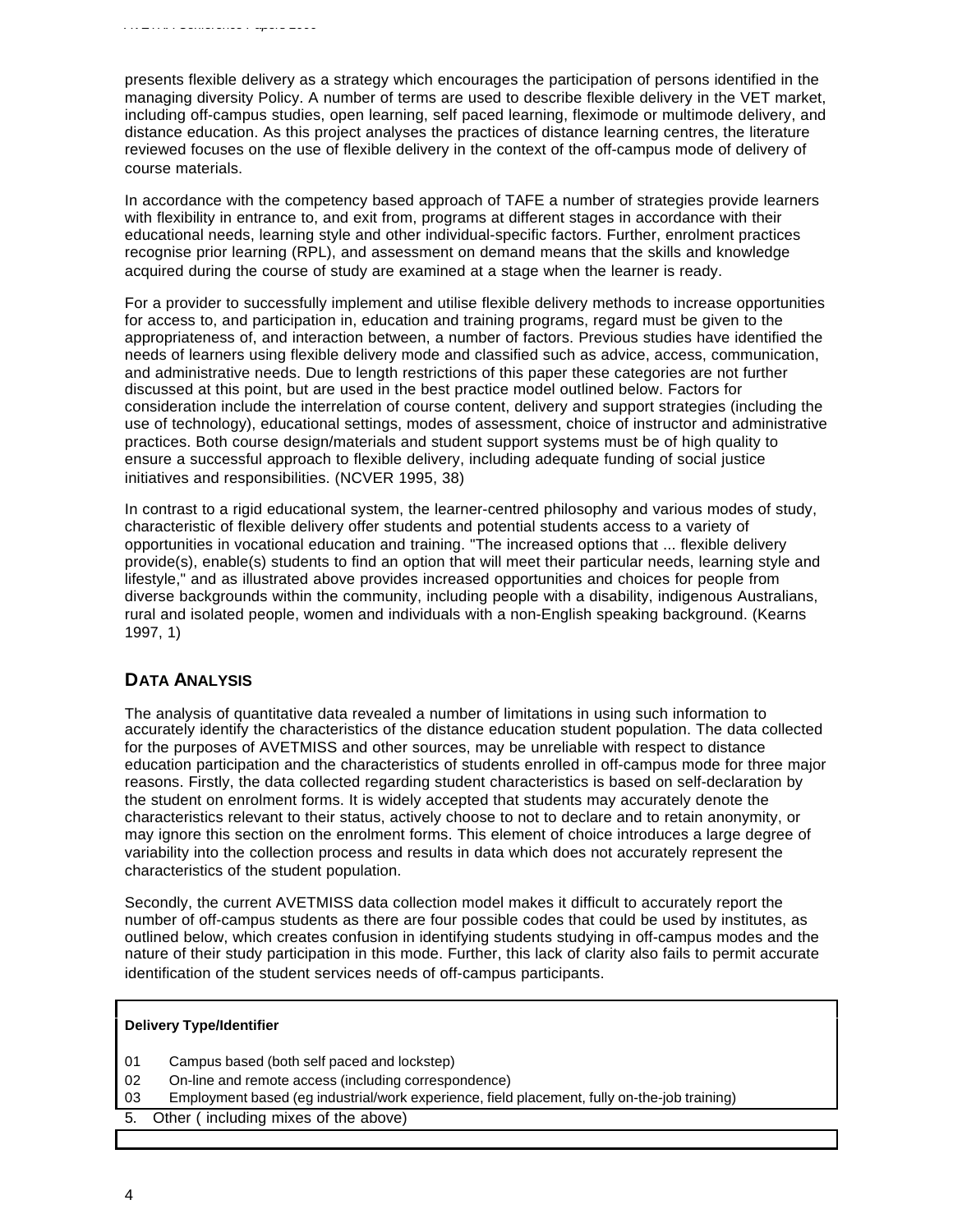presents flexible delivery as a strategy which encourages the participation of persons identified in the managing diversity Policy. A number of terms are used to describe flexible delivery in the VET market, including off-campus studies, open learning, self paced learning, fleximode or multimode delivery, and distance education. As this project analyses the practices of distance learning centres, the literature reviewed focuses on the use of flexible delivery in the context of the off-campus mode of delivery of course materials.

In accordance with the competency based approach of TAFE a number of strategies provide learners with flexibility in entrance to, and exit from, programs at different stages in accordance with their educational needs, learning style and other individual-specific factors. Further, enrolment practices recognise prior learning (RPL), and assessment on demand means that the skills and knowledge acquired during the course of study are examined at a stage when the learner is ready.

For a provider to successfully implement and utilise flexible delivery methods to increase opportunities for access to, and participation in, education and training programs, regard must be given to the appropriateness of, and interaction between, a number of factors. Previous studies have identified the needs of learners using flexible delivery mode and classified such as advice, access, communication, and administrative needs. Due to length restrictions of this paper these categories are not further discussed at this point, but are used in the best practice model outlined below. Factors for consideration include the interrelation of course content, delivery and support strategies (including the use of technology), educational settings, modes of assessment, choice of instructor and administrative practices. Both course design/materials and student support systems must be of high quality to ensure a successful approach to flexible delivery, including adequate funding of social justice initiatives and responsibilities. (NCVER 1995, 38)

In contrast to a rigid educational system, the learner-centred philosophy and various modes of study, characteristic of flexible delivery offer students and potential students access to a variety of opportunities in vocational education and training. "The increased options that ... flexible delivery provide(s), enable(s) students to find an option that will meet their particular needs, learning style and lifestyle," and as illustrated above provides increased opportunities and choices for people from diverse backgrounds within the community, including people with a disability, indigenous Australians, rural and isolated people, women and individuals with a non-English speaking background. (Kearns 1997, 1)

## DATA ANALYSIS

The analysis of quantitative data revealed a number of limitations in using such information to accurately identify the characteristics of the distance education student population. The data collected for the purposes of AVETMISS and other sources, may be unreliable with respect to distance education participation and the characteristics of students enrolled in off-campus mode for three major reasons. Firstly, the data collected regarding student characteristics is based on self-declaration by the student on enrolment forms. It is widely accepted that students may accurately denote the characteristics relevant to their status, actively choose to not to declare and to retain anonymity, or may ignore this section on the enrolment forms. This element of choice introduces a large degree of variability into the collection process and results in data which does not accurately represent the characteristics of the student population.

Secondly, the current AVETMISS data collection model makes it difficult to accurately report the number of off-campus students as there are four possible codes that could be used by institutes, as outlined below, which creates confusion in identifying students studying in off-campus modes and the nature of their study participation in this mode. Further, this lack of clarity also fails to permit accurate identification of the student services needs of off-campus participants.

| **Delivery Type/Identifier** | |
|---|---|
| 01 | Campus based (both self paced and lockstep) |
| 02 | On-line and remote access (including correspondence) |
| 03 | Employment based (eg industrial/work experience, field placement, fully on-the-job training) |
| 5. | Other ( including mixes of the above) |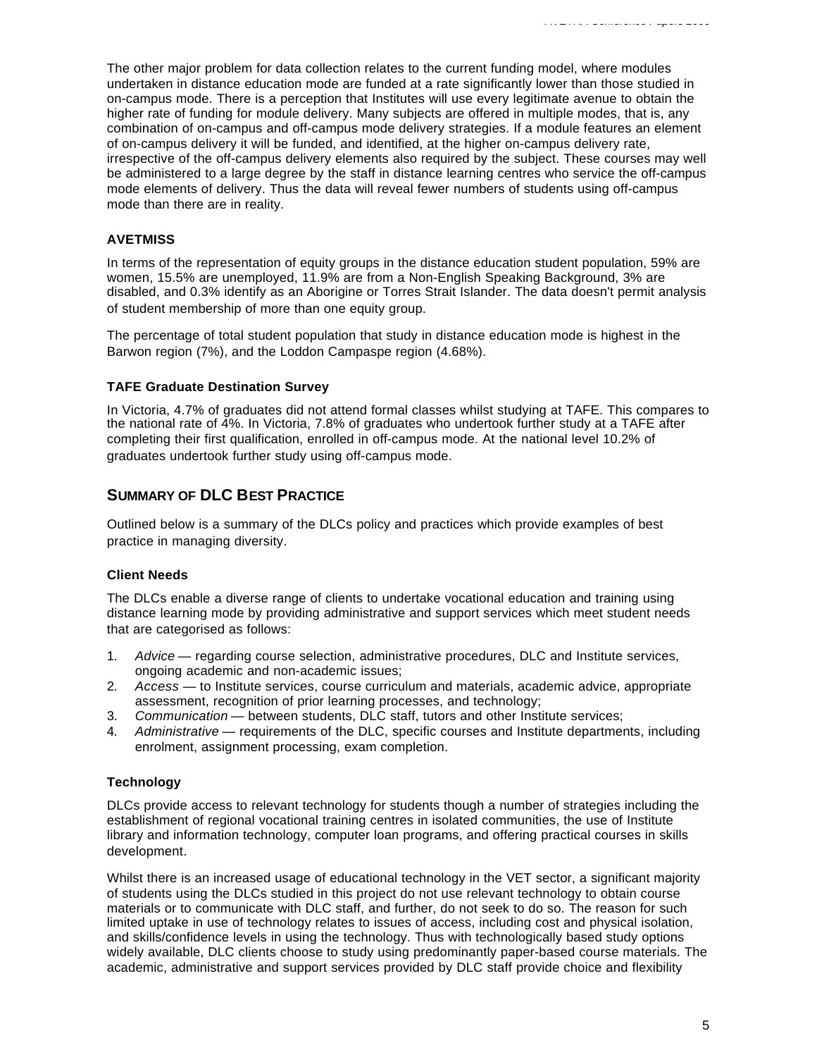The other major problem for data collection relates to the current funding model, where modules undertaken in distance education mode are funded at a rate significantly lower than those studied in on-campus mode. There is a perception that Institutes will use every legitimate avenue to obtain the higher rate of funding for module delivery. Many subjects are offered in multiple modes, that is, any combination of on-campus and off-campus mode delivery strategies. If a module features an element of on-campus delivery it will be funded, and identified, at the higher on-campus delivery rate, irrespective of the off-campus delivery elements also required by the subject. These courses may well be administered to a large degree by the staff in distance learning centres who service the off-campus mode elements of delivery. Thus the data will reveal fewer numbers of students using off-campus mode than there are in reality.

### AVETMISS

In terms of the representation of equity groups in the distance education student population, 59% are women, 15.5% are unemployed, 11.9% are from a Non-English Speaking Background, 3% are disabled, and 0.3% identify as an Aborigine or Torres Strait Islander. The data doesn't permit analysis of student membership of more than one equity group.

The percentage of total student population that study in distance education mode is highest in the Barwon region (7%), and the Loddon Campaspe region (4.68%).

### TAFE Graduate Destination Survey

In Victoria, 4.7% of graduates did not attend formal classes whilst studying at TAFE. This compares to the national rate of 4%. In Victoria, 7.8% of graduates who undertook further study at a TAFE after completing their first qualification, enrolled in off-campus mode. At the national level 10.2% of graduates undertook further study using off-campus mode.

## Summary of DLC Best Practice

Outlined below is a summary of the DLCs policy and practices which provide examples of best practice in managing diversity.

### Client Needs

The DLCs enable a diverse range of clients to undertake vocational education and training using distance learning mode by providing administrative and support services which meet student needs that are categorised as follows:

1. *Advice* — regarding course selection, administrative procedures, DLC and Institute services, ongoing academic and non-academic issues;
2. *Access* — to Institute services, course curriculum and materials, academic advice, appropriate assessment, recognition of prior learning processes, and technology;
3. *Communication* — between students, DLC staff, tutors and other Institute services;
4. *Administrative* — requirements of the DLC, specific courses and Institute departments, including enrolment, assignment processing, exam completion.

### Technology

DLCs provide access to relevant technology for students though a number of strategies including the establishment of regional vocational training centres in isolated communities, the use of Institute library and information technology, computer loan programs, and offering practical courses in skills development.

Whilst there is an increased usage of educational technology in the VET sector, a significant majority of students using the DLCs studied in this project do not use relevant technology to obtain course materials or to communicate with DLC staff, and further, do not seek to do so. The reason for such limited uptake in use of technology relates to issues of access, including cost and physical isolation, and skills/confidence levels in using the technology. Thus with technologically based study options widely available, DLC clients choose to study using predominantly paper-based course materials. The academic, administrative and support services provided by DLC staff provide choice and flexibility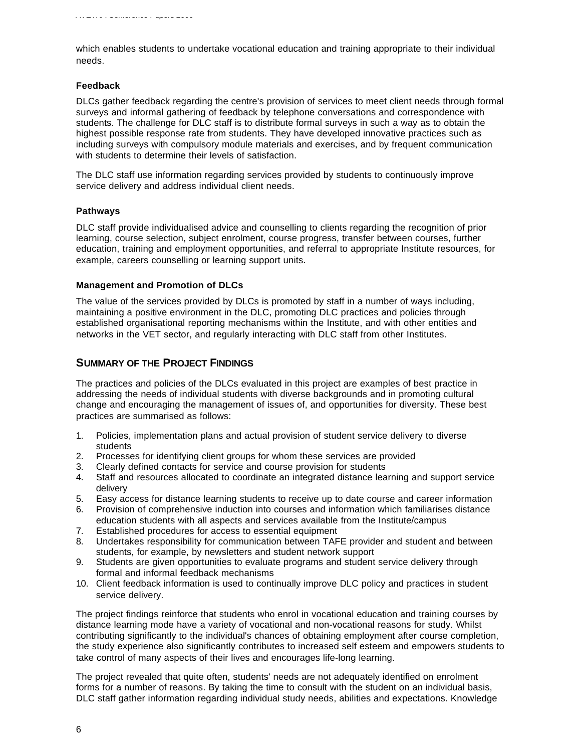which enables students to undertake vocational education and training appropriate to their individual needs.

### Feedback

DLCs gather feedback regarding the centre's provision of services to meet client needs through formal surveys and informal gathering of feedback by telephone conversations and correspondence with students. The challenge for DLC staff is to distribute formal surveys in such a way as to obtain the highest possible response rate from students. They have developed innovative practices such as including surveys with compulsory module materials and exercises, and by frequent communication with students to determine their levels of satisfaction.

The DLC staff use information regarding services provided by students to continuously improve service delivery and address individual client needs.

### Pathways

DLC staff provide individualised advice and counselling to clients regarding the recognition of prior learning, course selection, subject enrolment, course progress, transfer between courses, further education, training and employment opportunities, and referral to appropriate Institute resources, for example, careers counselling or learning support units.

### Management and Promotion of DLCs

The value of the services provided by DLCs is promoted by staff in a number of ways including, maintaining a positive environment in the DLC, promoting DLC practices and policies through established organisational reporting mechanisms within the Institute, and with other entities and networks in the VET sector, and regularly interacting with DLC staff from other Institutes.

## Summary of the Project Findings

The practices and policies of the DLCs evaluated in this project are examples of best practice in addressing the needs of individual students with diverse backgrounds and in promoting cultural change and encouraging the management of issues of, and opportunities for diversity. These best practices are summarised as follows:

1. Policies, implementation plans and actual provision of student service delivery to diverse students
2. Processes for identifying client groups for whom these services are provided
3. Clearly defined contacts for service and course provision for students
4. Staff and resources allocated to coordinate an integrated distance learning and support service delivery
5. Easy access for distance learning students to receive up to date course and career information
6. Provision of comprehensive induction into courses and information which familiarises distance education students with all aspects and services available from the Institute/campus
7. Established procedures for access to essential equipment
8. Undertakes responsibility for communication between TAFE provider and student and between students, for example, by newsletters and student network support
9. Students are given opportunities to evaluate programs and student service delivery through formal and informal feedback mechanisms
10. Client feedback information is used to continually improve DLC policy and practices in student service delivery.

The project findings reinforce that students who enrol in vocational education and training courses by distance learning mode have a variety of vocational and non-vocational reasons for study. Whilst contributing significantly to the individual's chances of obtaining employment after course completion, the study experience also significantly contributes to increased self esteem and empowers students to take control of many aspects of their lives and encourages life-long learning.

The project revealed that quite often, students' needs are not adequately identified on enrolment forms for a number of reasons. By taking the time to consult with the student on an individual basis, DLC staff gather information regarding individual study needs, abilities and expectations. Knowledge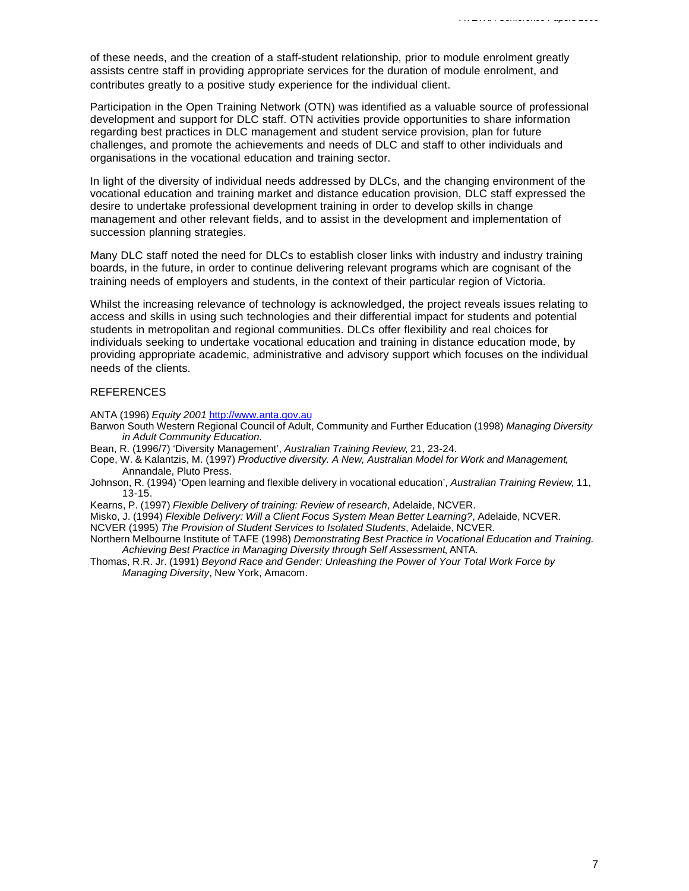of these needs, and the creation of a staff-student relationship, prior to module enrolment greatly assists centre staff in providing appropriate services for the duration of module enrolment, and contributes greatly to a positive study experience for the individual client.

Participation in the Open Training Network (OTN) was identified as a valuable source of professional development and support for DLC staff. OTN activities provide opportunities to share information regarding best practices in DLC management and student service provision, plan for future challenges, and promote the achievements and needs of DLC and staff to other individuals and organisations in the vocational education and training sector.

In light of the diversity of individual needs addressed by DLCs, and the changing environment of the vocational education and training market and distance education provision, DLC staff expressed the desire to undertake professional development training in order to develop skills in change management and other relevant fields, and to assist in the development and implementation of succession planning strategies.

Many DLC staff noted the need for DLCs to establish closer links with industry and industry training boards, in the future, in order to continue delivering relevant programs which are cognisant of the training needs of employers and students, in the context of their particular region of Victoria.

Whilst the increasing relevance of technology is acknowledged, the project reveals issues relating to access and skills in using such technologies and their differential impact for students and potential students in metropolitan and regional communities. DLCs offer flexibility and real choices for individuals seeking to undertake vocational education and training in distance education mode, by providing appropriate academic, administrative and advisory support which focuses on the individual needs of the clients.

## REFERENCES

ANTA (1996) *Equity 2001* http://www.anta.gov.au

Barwon South Western Regional Council of Adult, Community and Further Education (1998) *Managing Diversity in Adult Community Education.*

Bean, R. (1996/7) 'Diversity Management', *Australian Training Review*, 21, 23-24.

Cope, W. & Kalantzis, M. (1997) *Productive diversity. A New, Australian Model for Work and Management*, Annandale, Pluto Press.

Johnson, R. (1994) 'Open learning and flexible delivery in vocational education', *Australian Training Review*, 11, 13-15.

Kearns, P. (1997) *Flexible Delivery of training: Review of research*, Adelaide, NCVER.

Misko, J. (1994) *Flexible Delivery: Will a Client Focus System Mean Better Learning?*, Adelaide, NCVER.

NCVER (1995) *The Provision of Student Services to Isolated Students*, Adelaide, NCVER.

Northern Melbourne Institute of TAFE (1998) *Demonstrating Best Practice in Vocational Education and Training. Achieving Best Practice in Managing Diversity through Self Assessment*, ANTA.

Thomas, R.R. Jr. (1991) *Beyond Race and Gender: Unleashing the Power of Your Total Work Force by Managing Diversity*, New York, Amacom.